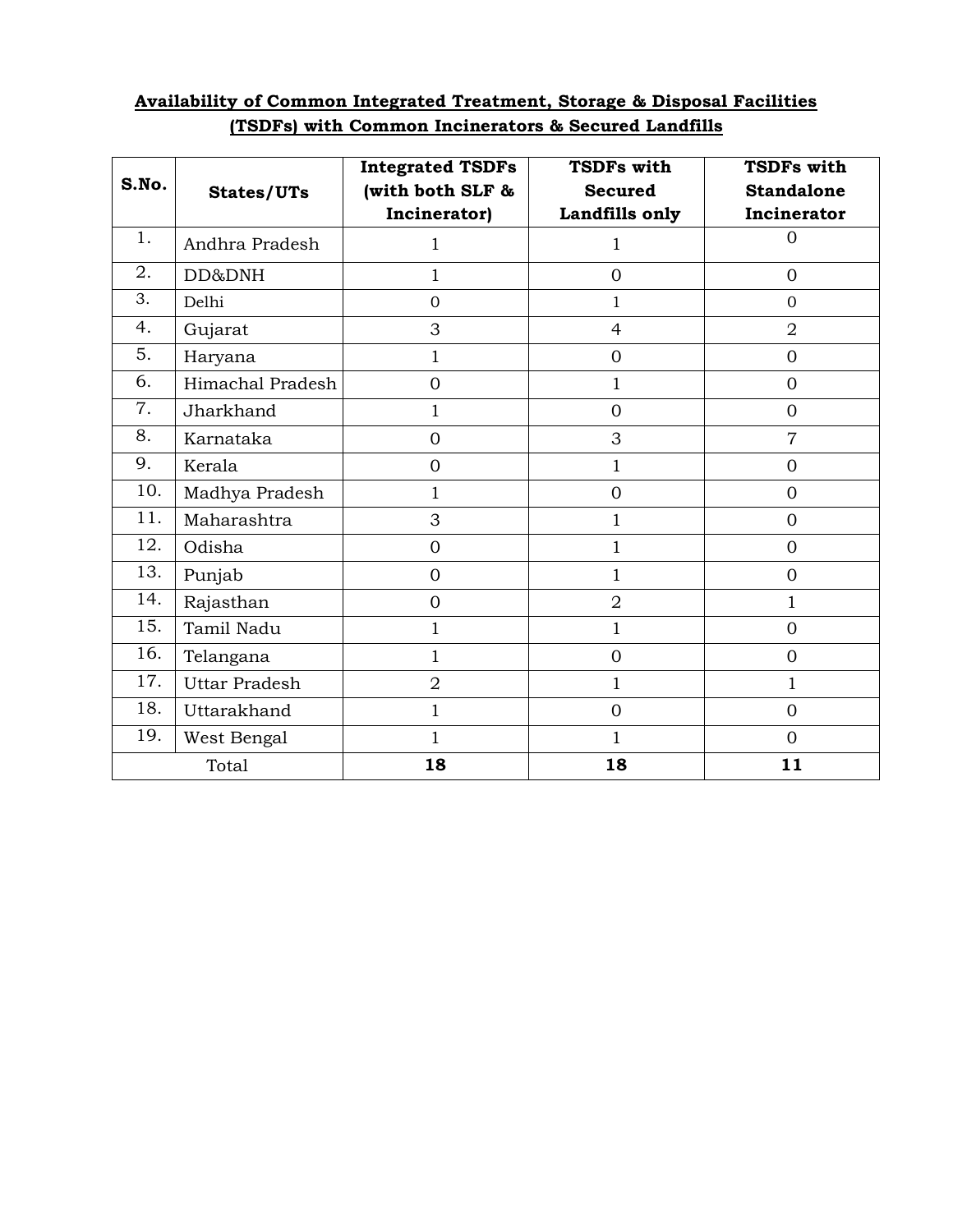**Availability of Common Integrated Treatment, Storage & Disposal Facilities (TSDFs) with Common Incinerators & Secured Landfills**

| S.No. | States/UTs | Integrated TSDFs (with both SLF & Incinerator) | TSDFs with Secured Landfills only | TSDFs with Standalone Incinerator |
|---|---|---|---|---|
| 1. | Andhra Pradesh | 1 | 1 | 0 |
| 2. | DD&DNH | 1 | 0 | 0 |
| 3. | Delhi | 0 | 1 | 0 |
| 4. | Gujarat | 3 | 4 | 2 |
| 5. | Haryana | 1 | 0 | 0 |
| 6. | Himachal Pradesh | 0 | 1 | 0 |
| 7. | Jharkhand | 1 | 0 | 0 |
| 8. | Karnataka | 0 | 3 | 7 |
| 9. | Kerala | 0 | 1 | 0 |
| 10. | Madhya Pradesh | 1 | 0 | 0 |
| 11. | Maharashtra | 3 | 1 | 0 |
| 12. | Odisha | 0 | 1 | 0 |
| 13. | Punjab | 0 | 1 | 0 |
| 14. | Rajasthan | 0 | 2 | 1 |
| 15. | Tamil Nadu | 1 | 1 | 0 |
| 16. | Telangana | 1 | 0 | 0 |
| 17. | Uttar Pradesh | 2 | 1 | 1 |
| 18. | Uttarakhand | 1 | 0 | 0 |
| 19. | West Bengal | 1 | 1 | 0 |
| Total | | **18** | **18** | **11** |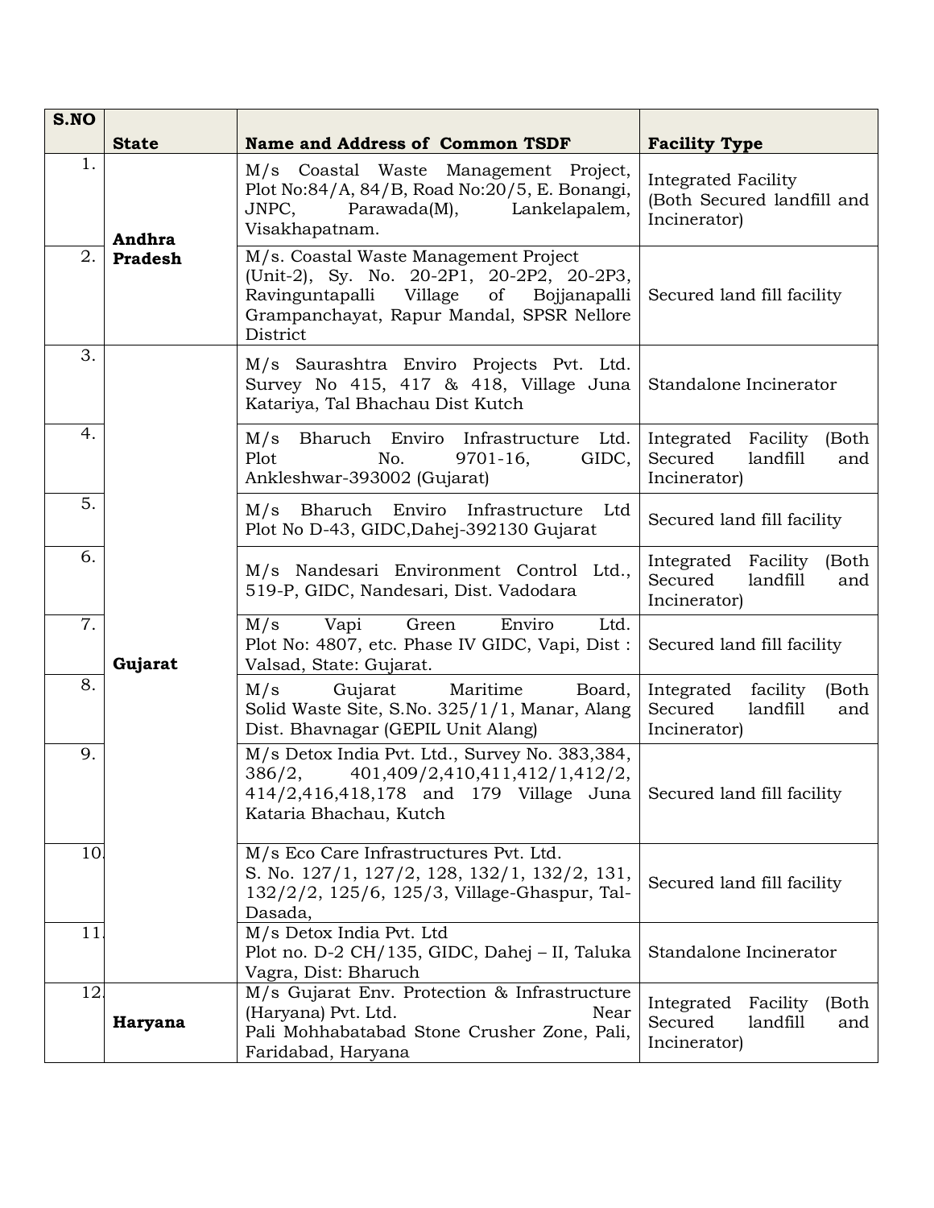| S.NO | State | Name and Address of Common TSDF | Facility Type |
|---|---|---|---|
| 1. | Andhra Pradesh | M/s Coastal Waste Management Project, Plot No:84/A, 84/B, Road No:20/5, E. Bonangi, JNPC, Parawada(M), Lankelapalem, Visakhapatnam. | Integrated Facility (Both Secured landfill and Incinerator) |
| 2. | | M/s. Coastal Waste Management Project (Unit-2), Sy. No. 20-2P1, 20-2P2, 20-2P3, Ravinguntapalli Village of Bojjanapalli Grampanchayat, Rapur Mandal, SPSR Nellore District | Secured land fill facility |
| 3. | Gujarat | M/s Saurashtra Enviro Projects Pvt. Ltd. Survey No 415, 417 & 418, Village Juna Katariya, Tal Bhachau Dist Kutch | Standalone Incinerator |
| 4. | | M/s Bharuch Enviro Infrastructure Ltd. Plot No. 9701-16, GIDC, Ankleshwar-393002 (Gujarat) | Integrated Facility (Both Secured landfill and Incinerator) |
| 5. | | M/s Bharuch Enviro Infrastructure Ltd Plot No D-43, GIDC,Dahej-392130 Gujarat | Secured land fill facility |
| 6. | | M/s Nandesari Environment Control Ltd., 519-P, GIDC, Nandesari, Dist. Vadodara | Integrated Facility (Both Secured landfill and Incinerator) |
| 7. | | M/s Vapi Green Enviro Ltd. Plot No: 4807, etc. Phase IV GIDC, Vapi, Dist : Valsad, State: Gujarat. | Secured land fill facility |
| 8. | | M/s Gujarat Maritime Board, Solid Waste Site, S.No. 325/1/1, Manar, Alang Dist. Bhavnagar (GEPIL Unit Alang) | Integrated facility (Both Secured landfill and Incinerator) |
| 9. | | M/s Detox India Pvt. Ltd., Survey No. 383,384, 386/2, 401,409/2,410,411,412/1,412/2, 414/2,416,418,178 and 179 Village Juna Kataria Bhachau, Kutch | Secured land fill facility |
| 10. | | M/s Eco Care Infrastructures Pvt. Ltd. S. No. 127/1, 127/2, 128, 132/1, 132/2, 131, 132/2/2, 125/6, 125/3, Village-Ghaspur, Tal-Dasada, | Secured land fill facility |
| 11. | | M/s Detox India Pvt. Ltd Plot no. D-2 CH/135, GIDC, Dahej – II, Taluka Vagra, Dist: Bharuch | Standalone Incinerator |
| 12. | Haryana | M/s Gujarat Env. Protection & Infrastructure (Haryana) Pvt. Ltd. Near Pali Mohhabatabad Stone Crusher Zone, Pali, Faridabad, Haryana | Integrated Facility (Both Secured landfill and Incinerator) |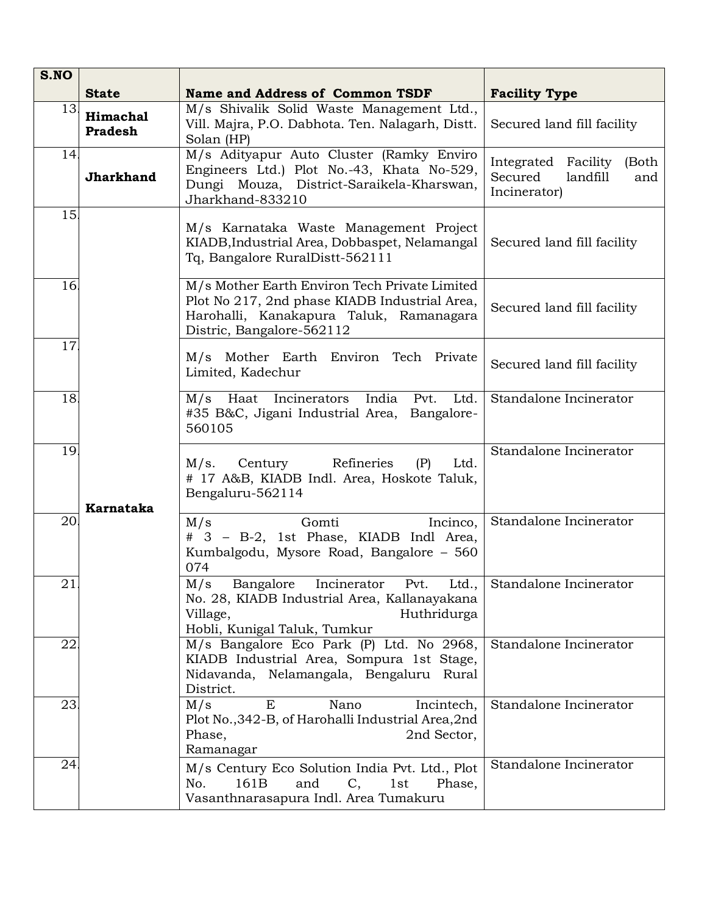| S.NO | State | Name and Address of Common TSDF | Facility Type |
|---|---|---|---|
| 13. | Himachal Pradesh | M/s Shivalik Solid Waste Management Ltd., Vill. Majra, P.O. Dabhota. Ten. Nalagarh, Distt. Solan (HP) | Secured land fill facility |
| 14. | Jharkhand | M/s Adityapur Auto Cluster (Ramky Enviro Engineers Ltd.) Plot No.-43, Khata No-529, Dungi Mouza, District-Saraikela-Kharswan, Jharkhand-833210 | Integrated Facility (Both Secured landfill and Incinerator) |
| 15. | Karnataka | M/s Karnataka Waste Management Project KIADB,Industrial Area, Dobbaspet, Nelamangal Tq, Bangalore RuralDistt-562111 | Secured land fill facility |
| 16. | | M/s Mother Earth Environ Tech Private Limited Plot No 217, 2nd phase KIADB Industrial Area, Harohalli, Kanakapura Taluk, Ramanagara Distric, Bangalore-562112 | Secured land fill facility |
| 17. | | M/s Mother Earth Environ Tech Private Limited, Kadechur | Secured land fill facility |
| 18. | | M/s Haat Incinerators India Pvt. Ltd. #35 B&C, Jigani Industrial Area, Bangalore-560105 | Standalone Incinerator |
| 19. | | M/s. Century Refineries (P) Ltd. # 17 A&B, KIADB Indl. Area, Hoskote Taluk, Bengaluru-562114 | Standalone Incinerator |
| 20. | | M/s Gomti Incinco, # 3 – B-2, 1st Phase, KIADB Indl Area, Kumbalgodu, Mysore Road, Bangalore – 560 074 | Standalone Incinerator |
| 21. | | M/s Bangalore Incinerator Pvt. Ltd., No. 28, KIADB Industrial Area, Kallanayakana Village, Huthridurga Hobli, Kunigal Taluk, Tumkur | Standalone Incinerator |
| 22. | | M/s Bangalore Eco Park (P) Ltd. No 2968, KIADB Industrial Area, Sompura 1st Stage, Nidavanda, Nelamangala, Bengaluru Rural District. | Standalone Incinerator |
| 23. | | M/s E Nano Incintech, Plot No.,342-B, of Harohalli Industrial Area,2nd Phase, 2nd Sector, Ramanagar | Standalone Incinerator |
| 24. | | M/s Century Eco Solution India Pvt. Ltd., Plot No. 161B and C, 1st Phase, Vasanthnarasapura Indl. Area Tumakuru | Standalone Incinerator |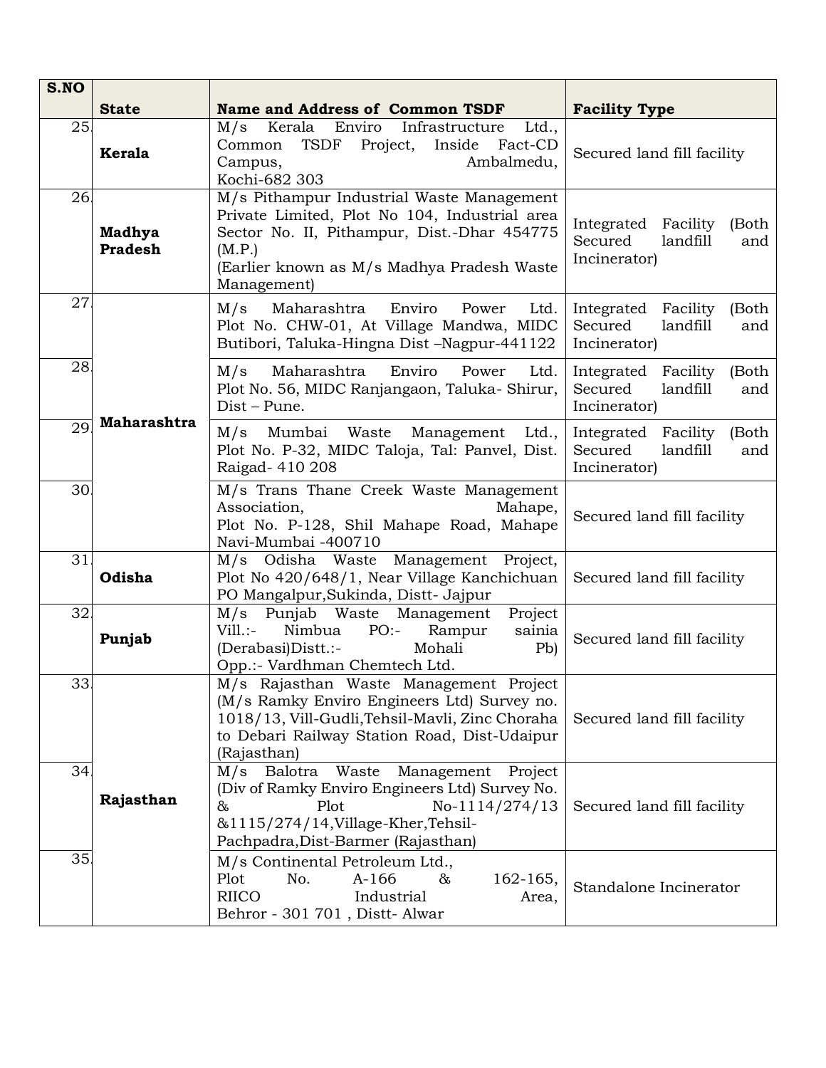| S.NO | State | Name and Address of Common TSDF | Facility Type |
|---|---|---|---|
| 25. | Kerala | M/s Kerala Enviro Infrastructure Ltd., Common TSDF Project, Inside Fact-CD Campus, Ambalmedu, Kochi-682 303 | Secured land fill facility |
| 26. | Madhya Pradesh | M/s Pithampur Industrial Waste Management Private Limited, Plot No 104, Industrial area Sector No. II, Pithampur, Dist.-Dhar 454775 (M.P.) (Earlier known as M/s Madhya Pradesh Waste Management) | Integrated Facility (Both Secured landfill and Incinerator) |
| 27. | Maharashtra | M/s Maharashtra Enviro Power Ltd. Plot No. CHW-01, At Village Mandwa, MIDC Butibori, Taluka-Hingna Dist –Nagpur-441122 | Integrated Facility (Both Secured landfill and Incinerator) |
| 28. | | M/s Maharashtra Enviro Power Ltd. Plot No. 56, MIDC Ranjangaon, Taluka- Shirur, Dist – Pune. | Integrated Facility (Both Secured landfill and Incinerator) |
| 29. | | M/s Mumbai Waste Management Ltd., Plot No. P-32, MIDC Taloja, Tal: Panvel, Dist. Raigad- 410 208 | Integrated Facility (Both Secured landfill and Incinerator) |
| 30. | | M/s Trans Thane Creek Waste Management Association, Mahape, Plot No. P-128, Shil Mahape Road, Mahape Navi-Mumbai -400710 | Secured land fill facility |
| 31. | Odisha | M/s Odisha Waste Management Project, Plot No 420/648/1, Near Village Kanchichuan PO Mangalpur,Sukinda, Distt- Jajpur | Secured land fill facility |
| 32. | Punjab | M/s Punjab Waste Management Project Vill.:- Nimbua PO:- Rampur sainia (Derabasi)Distt.:- Mohali Pb) Opp.:- Vardhman Chemtech Ltd. | Secured land fill facility |
| 33. | Rajasthan | M/s Rajasthan Waste Management Project (M/s Ramky Enviro Engineers Ltd) Survey no. 1018/13, Vill-Gudli,Tehsil-Mavli, Zinc Choraha to Debari Railway Station Road, Dist-Udaipur (Rajasthan) | Secured land fill facility |
| 34. | | M/s Balotra Waste Management Project (Div of Ramky Enviro Engineers Ltd) Survey No. & Plot No-1114/274/13 &1115/274/14,Village-Kher,Tehsil-Pachpadra,Dist-Barmer (Rajasthan) | Secured land fill facility |
| 35. | | M/s Continental Petroleum Ltd., Plot No. A-166 & 162-165, RIICO Industrial Area, Behror - 301 701 , Distt- Alwar | Standalone Incinerator |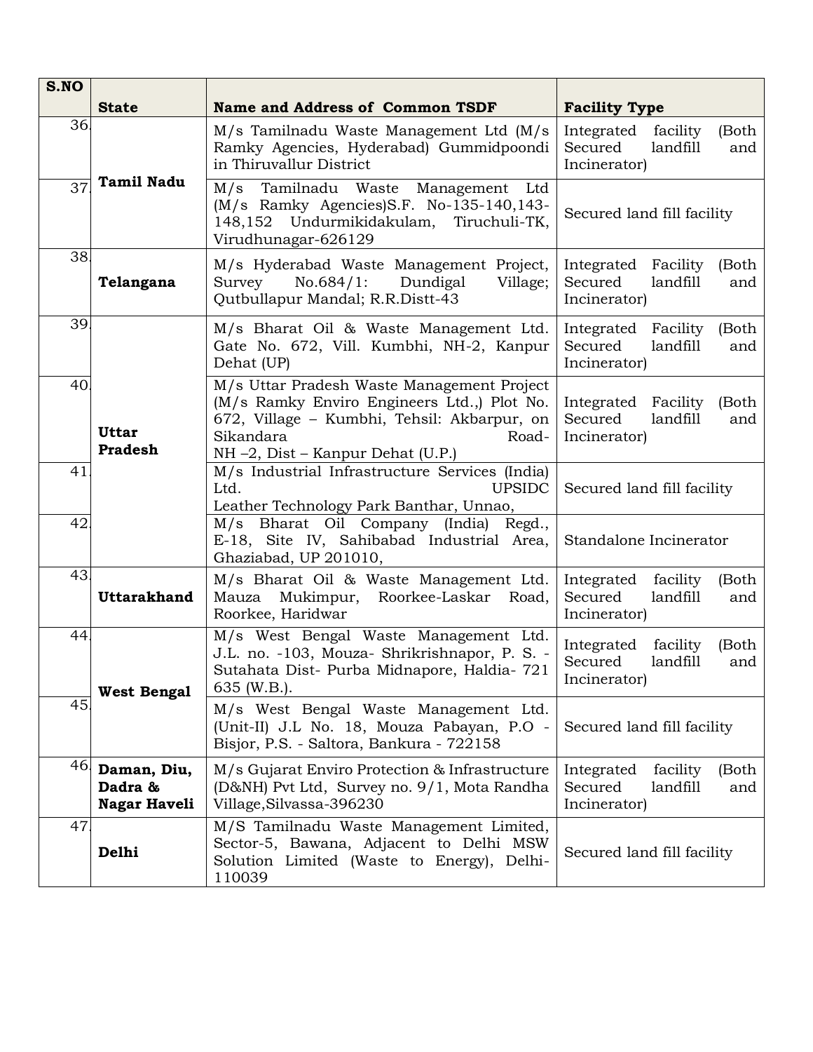| S.NO | State | Name and Address of Common TSDF | Facility Type |
|---|---|---|---|
| 36. | Tamil Nadu | M/s Tamilnadu Waste Management Ltd (M/s Ramky Agencies, Hyderabad) Gummidpoondi in Thiruvallur District | Integrated facility (Both Secured landfill and Incinerator) |
| 37. | | M/s Tamilnadu Waste Management Ltd (M/s Ramky Agencies)S.F. No-135-140,143-148,152 Undurmikidakulam, Tiruchuli-TK, Virudhunagar-626129 | Secured land fill facility |
| 38. | Telangana | M/s Hyderabad Waste Management Project, Survey No.684/1: Dundigal Village; Qutbullapur Mandal; R.R.Distt-43 | Integrated Facility (Both Secured landfill and Incinerator) |
| 39. | Uttar Pradesh | M/s Bharat Oil & Waste Management Ltd. Gate No. 672, Vill. Kumbhi, NH-2, Kanpur Dehat (UP) | Integrated Facility (Both Secured landfill and Incinerator) |
| 40. | | M/s Uttar Pradesh Waste Management Project (M/s Ramky Enviro Engineers Ltd.,) Plot No. 672, Village – Kumbhi, Tehsil: Akbarpur, on Sikandara Road-NH –2, Dist – Kanpur Dehat (U.P.) | Integrated Facility (Both Secured landfill and Incinerator) |
| 41. | | M/s Industrial Infrastructure Services (India) Ltd. UPSIDC Leather Technology Park Banthar, Unnao, | Secured land fill facility |
| 42. | | M/s Bharat Oil Company (India) Regd., E-18, Site IV, Sahibabad Industrial Area, Ghaziabad, UP 201010, | Standalone Incinerator |
| 43. | Uttarakhand | M/s Bharat Oil & Waste Management Ltd. Mauza Mukimpur, Roorkee-Laskar Road, Roorkee, Haridwar | Integrated facility (Both Secured landfill and Incinerator) |
| 44. | West Bengal | M/s West Bengal Waste Management Ltd. J.L. no. -103, Mouza- Shrikrishnapor, P. S. -Sutahata Dist- Purba Midnapore, Haldia- 721 635 (W.B.). | Integrated facility (Both Secured landfill and Incinerator) |
| 45. | | M/s West Bengal Waste Management Ltd. (Unit-II) J.L No. 18, Mouza Pabayan, P.O - Bisjor, P.S. - Saltora, Bankura - 722158 | Secured land fill facility |
| 46. | Daman, Diu, Dadra & Nagar Haveli | M/s Gujarat Enviro Protection & Infrastructure (D&NH) Pvt Ltd, Survey no. 9/1, Mota Randha Village,Silvassa-396230 | Integrated facility (Both Secured landfill and Incinerator) |
| 47. | Delhi | M/S Tamilnadu Waste Management Limited, Sector-5, Bawana, Adjacent to Delhi MSW Solution Limited (Waste to Energy), Delhi-110039 | Secured land fill facility |